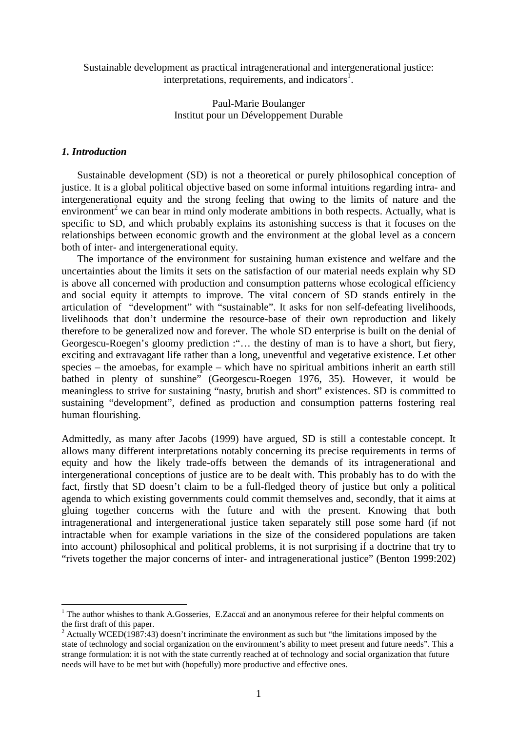Sustainable development as practical intragenerational and intergenerational justice: interpretations, requirements, and indicators[1].

Paul-Marie Boulanger
Institut pour un Développement Durable

## *1. Introduction*

Sustainable development (SD) is not a theoretical or purely philosophical conception of justice. It is a global political objective based on some informal intuitions regarding intra- and intergenerational equity and the strong feeling that owing to the limits of nature and the environment[2] we can bear in mind only moderate ambitions in both respects. Actually, what is specific to SD, and which probably explains its astonishing success is that it focuses on the relationships between economic growth and the environment at the global level as a concern both of inter- and intergenerational equity.

The importance of the environment for sustaining human existence and welfare and the uncertainties about the limits it sets on the satisfaction of our material needs explain why SD is above all concerned with production and consumption patterns whose ecological efficiency and social equity it attempts to improve. The vital concern of SD stands entirely in the articulation of "development" with "sustainable". It asks for non self-defeating livelihoods, livelihoods that don't undermine the resource-base of their own reproduction and likely therefore to be generalized now and forever. The whole SD enterprise is built on the denial of Georgescu-Roegen's gloomy prediction :"… the destiny of man is to have a short, but fiery, exciting and extravagant life rather than a long, uneventful and vegetative existence. Let other species – the amoebas, for example – which have no spiritual ambitions inherit an earth still bathed in plenty of sunshine" (Georgescu-Roegen 1976, 35). However, it would be meaningless to strive for sustaining "nasty, brutish and short" existences. SD is committed to sustaining "development", defined as production and consumption patterns fostering real human flourishing.

Admittedly, as many after Jacobs (1999) have argued, SD is still a contestable concept. It allows many different interpretations notably concerning its precise requirements in terms of equity and how the likely trade-offs between the demands of its intragenerational and intergenerational conceptions of justice are to be dealt with. This probably has to do with the fact, firstly that SD doesn't claim to be a full-fledged theory of justice but only a political agenda to which existing governments could commit themselves and, secondly, that it aims at gluing together concerns with the future and with the present. Knowing that both intragenerational and intergenerational justice taken separately still pose some hard (if not intractable when for example variations in the size of the considered populations are taken into account) philosophical and political problems, it is not surprising if a doctrine that try to "rivets together the major concerns of inter- and intragenerational justice" (Benton 1999:202)

[1] The author whishes to thank A.Gosseries, E.Zaccaï and an anonymous referee for their helpful comments on the first draft of this paper.

[2] Actually WCED(1987:43) doesn't incriminate the environment as such but "the limitations imposed by the state of technology and social organization on the environment's ability to meet present and future needs". This a strange formulation: it is not with the state currently reached at of technology and social organization that future needs will have to be met but with (hopefully) more productive and effective ones.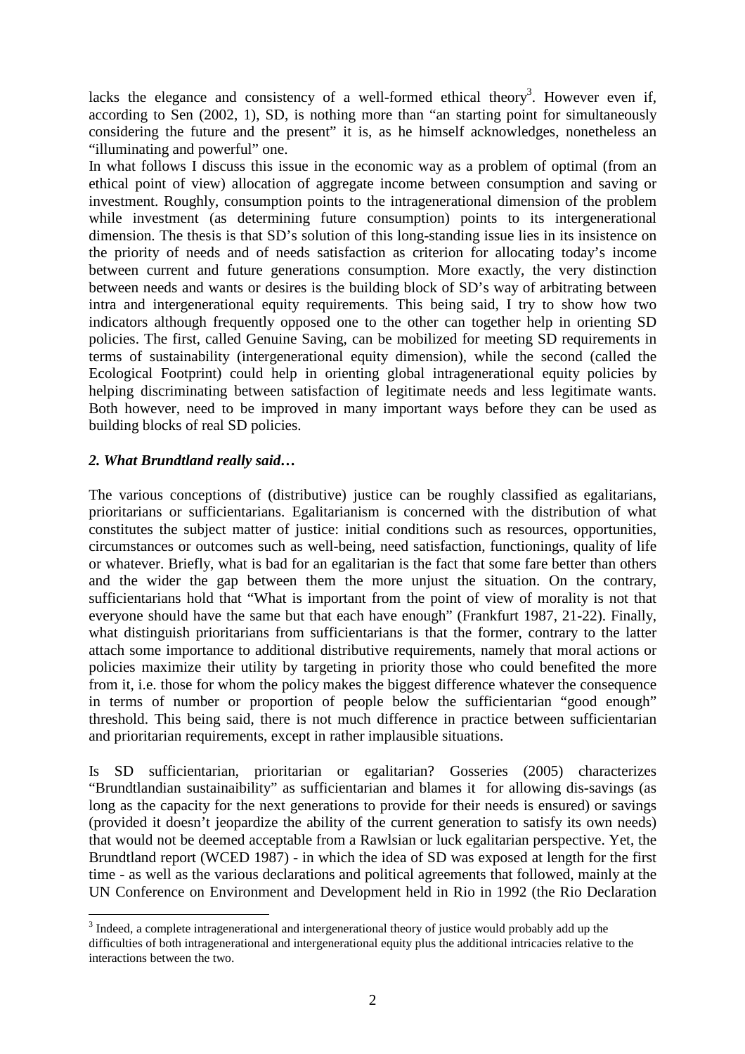lacks the elegance and consistency of a well-formed ethical theory[3]. However even if, according to Sen (2002, 1), SD, is nothing more than "an starting point for simultaneously considering the future and the present" it is, as he himself acknowledges, nonetheless an "illuminating and powerful" one.

In what follows I discuss this issue in the economic way as a problem of optimal (from an ethical point of view) allocation of aggregate income between consumption and saving or investment. Roughly, consumption points to the intragenerational dimension of the problem while investment (as determining future consumption) points to its intergenerational dimension. The thesis is that SD's solution of this long-standing issue lies in its insistence on the priority of needs and of needs satisfaction as criterion for allocating today's income between current and future generations consumption. More exactly, the very distinction between needs and wants or desires is the building block of SD's way of arbitrating between intra and intergenerational equity requirements. This being said, I try to show how two indicators although frequently opposed one to the other can together help in orienting SD policies. The first, called Genuine Saving, can be mobilized for meeting SD requirements in terms of sustainability (intergenerational equity dimension), while the second (called the Ecological Footprint) could help in orienting global intragenerational equity policies by helping discriminating between satisfaction of legitimate needs and less legitimate wants. Both however, need to be improved in many important ways before they can be used as building blocks of real SD policies.

## *2. What Brundtland really said…*

The various conceptions of (distributive) justice can be roughly classified as egalitarians, prioritarians or sufficientarians. Egalitarianism is concerned with the distribution of what constitutes the subject matter of justice: initial conditions such as resources, opportunities, circumstances or outcomes such as well-being, need satisfaction, functionings, quality of life or whatever. Briefly, what is bad for an egalitarian is the fact that some fare better than others and the wider the gap between them the more unjust the situation. On the contrary, sufficientarians hold that "What is important from the point of view of morality is not that everyone should have the same but that each have enough" (Frankfurt 1987, 21-22). Finally, what distinguish prioritarians from sufficientarians is that the former, contrary to the latter attach some importance to additional distributive requirements, namely that moral actions or policies maximize their utility by targeting in priority those who could benefited the more from it, i.e. those for whom the policy makes the biggest difference whatever the consequence in terms of number or proportion of people below the sufficientarian "good enough" threshold. This being said, there is not much difference in practice between sufficientarian and prioritarian requirements, except in rather implausible situations.

Is SD sufficientarian, prioritarian or egalitarian? Gosseries (2005) characterizes "Brundtlandian sustainaibility" as sufficientarian and blames it for allowing dis-savings (as long as the capacity for the next generations to provide for their needs is ensured) or savings (provided it doesn't jeopardize the ability of the current generation to satisfy its own needs) that would not be deemed acceptable from a Rawlsian or luck egalitarian perspective. Yet, the Brundtland report (WCED 1987) - in which the idea of SD was exposed at length for the first time - as well as the various declarations and political agreements that followed, mainly at the UN Conference on Environment and Development held in Rio in 1992 (the Rio Declaration

[3] Indeed, a complete intragenerational and intergenerational theory of justice would probably add up the difficulties of both intragenerational and intergenerational equity plus the additional intricacies relative to the interactions between the two.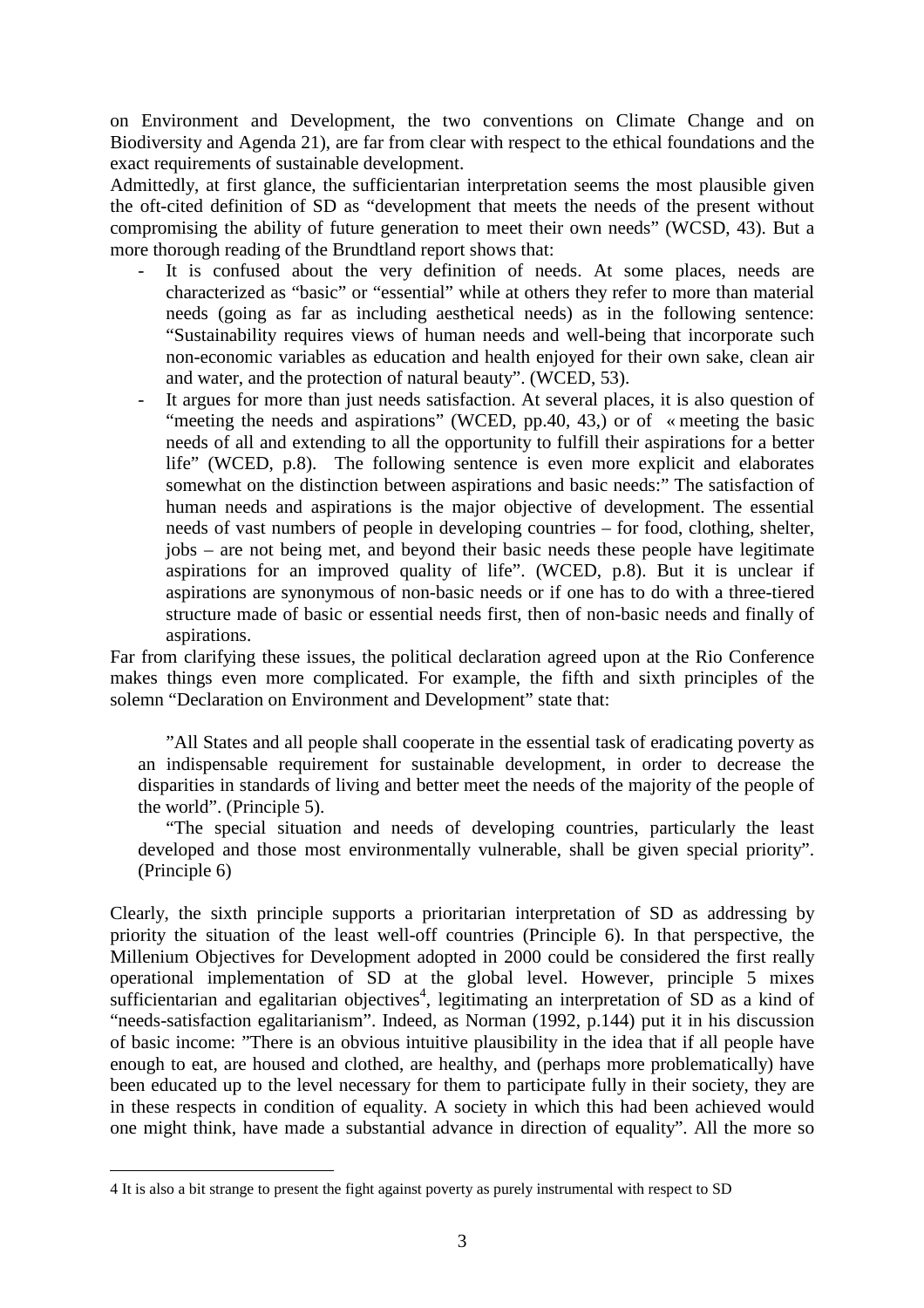on Environment and Development, the two conventions on Climate Change and on Biodiversity and Agenda 21), are far from clear with respect to the ethical foundations and the exact requirements of sustainable development.

Admittedly, at first glance, the sufficientarian interpretation seems the most plausible given the oft-cited definition of SD as "development that meets the needs of the present without compromising the ability of future generation to meet their own needs" (WCSD, 43). But a more thorough reading of the Brundtland report shows that:

- It is confused about the very definition of needs. At some places, needs are characterized as "basic" or "essential" while at others they refer to more than material needs (going as far as including aesthetical needs) as in the following sentence: "Sustainability requires views of human needs and well-being that incorporate such non-economic variables as education and health enjoyed for their own sake, clean air and water, and the protection of natural beauty". (WCED, 53).
- It argues for more than just needs satisfaction. At several places, it is also question of "meeting the needs and aspirations" (WCED, pp.40, 43,) or of « meeting the basic needs of all and extending to all the opportunity to fulfill their aspirations for a better life" (WCED, p.8). The following sentence is even more explicit and elaborates somewhat on the distinction between aspirations and basic needs:" The satisfaction of human needs and aspirations is the major objective of development. The essential needs of vast numbers of people in developing countries – for food, clothing, shelter, jobs – are not being met, and beyond their basic needs these people have legitimate aspirations for an improved quality of life". (WCED, p.8). But it is unclear if aspirations are synonymous of non-basic needs or if one has to do with a three-tiered structure made of basic or essential needs first, then of non-basic needs and finally of aspirations.

Far from clarifying these issues, the political declaration agreed upon at the Rio Conference makes things even more complicated. For example, the fifth and sixth principles of the solemn "Declaration on Environment and Development" state that:

> "All States and all people shall cooperate in the essential task of eradicating poverty as an indispensable requirement for sustainable development, in order to decrease the disparities in standards of living and better meet the needs of the majority of the people of the world". (Principle 5).
>
> "The special situation and needs of developing countries, particularly the least developed and those most environmentally vulnerable, shall be given special priority". (Principle 6)

Clearly, the sixth principle supports a prioritarian interpretation of SD as addressing by priority the situation of the least well-off countries (Principle 6). In that perspective, the Millenium Objectives for Development adopted in 2000 could be considered the first really operational implementation of SD at the global level. However, principle 5 mixes sufficientarian and egalitarian objectives[4], legitimating an interpretation of SD as a kind of "needs-satisfaction egalitarianism". Indeed, as Norman (1992, p.144) put it in his discussion of basic income: "There is an obvious intuitive plausibility in the idea that if all people have enough to eat, are housed and clothed, are healthy, and (perhaps more problematically) have been educated up to the level necessary for them to participate fully in their society, they are in these respects in condition of equality. A society in which this had been achieved would one might think, have made a substantial advance in direction of equality". All the more so

4 It is also a bit strange to present the fight against poverty as purely instrumental with respect to SD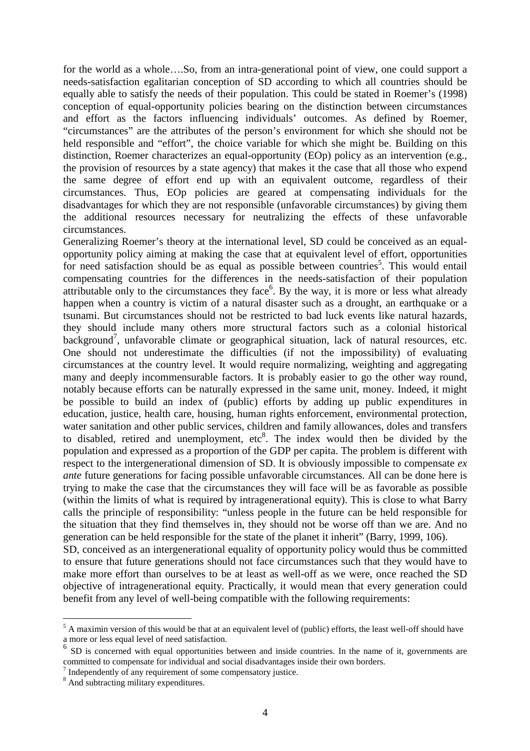for the world as a whole….So, from an intra-generational point of view, one could support a needs-satisfaction egalitarian conception of SD according to which all countries should be equally able to satisfy the needs of their population. This could be stated in Roemer's (1998) conception of equal-opportunity policies bearing on the distinction between circumstances and effort as the factors influencing individuals' outcomes. As defined by Roemer, "circumstances" are the attributes of the person's environment for which she should not be held responsible and "effort", the choice variable for which she might be. Building on this distinction, Roemer characterizes an equal-opportunity (EOp) policy as an intervention (e.g., the provision of resources by a state agency) that makes it the case that all those who expend the same degree of effort end up with an equivalent outcome, regardless of their circumstances. Thus, EOp policies are geared at compensating individuals for the disadvantages for which they are not responsible (unfavorable circumstances) by giving them the additional resources necessary for neutralizing the effects of these unfavorable circumstances.

Generalizing Roemer's theory at the international level, SD could be conceived as an equal-opportunity policy aiming at making the case that at equivalent level of effort, opportunities for need satisfaction should be as equal as possible between countries[5]. This would entail compensating countries for the differences in the needs-satisfaction of their population attributable only to the circumstances they face[6]. By the way, it is more or less what already happen when a country is victim of a natural disaster such as a drought, an earthquake or a tsunami. But circumstances should not be restricted to bad luck events like natural hazards, they should include many others more structural factors such as a colonial historical background[7], unfavorable climate or geographical situation, lack of natural resources, etc. One should not underestimate the difficulties (if not the impossibility) of evaluating circumstances at the country level. It would require normalizing, weighting and aggregating many and deeply incommensurable factors. It is probably easier to go the other way round, notably because efforts can be naturally expressed in the same unit, money. Indeed, it might be possible to build an index of (public) efforts by adding up public expenditures in education, justice, health care, housing, human rights enforcement, environmental protection, water sanitation and other public services, children and family allowances, doles and transfers to disabled, retired and unemployment, etc[8]. The index would then be divided by the population and expressed as a proportion of the GDP per capita. The problem is different with respect to the intergenerational dimension of SD. It is obviously impossible to compensate *ex ante* future generations for facing possible unfavorable circumstances. All can be done here is trying to make the case that the circumstances they will face will be as favorable as possible (within the limits of what is required by intragenerational equity). This is close to what Barry calls the principle of responsibility: "unless people in the future can be held responsible for the situation that they find themselves in, they should not be worse off than we are. And no generation can be held responsible for the state of the planet it inherit" (Barry, 1999, 106).

SD, conceived as an intergenerational equality of opportunity policy would thus be committed to ensure that future generations should not face circumstances such that they would have to make more effort than ourselves to be at least as well-off as we were, once reached the SD objective of intragenerational equity. Practically, it would mean that every generation could benefit from any level of well-being compatible with the following requirements:

---

[5] A maximin version of this would be that at an equivalent level of (public) efforts, the least well-off should have a more or less equal level of need satisfaction.

[6] SD is concerned with equal opportunities between and inside countries. In the name of it, governments are committed to compensate for individual and social disadvantages inside their own borders.

[7] Independently of any requirement of some compensatory justice.

[8] And subtracting military expenditures.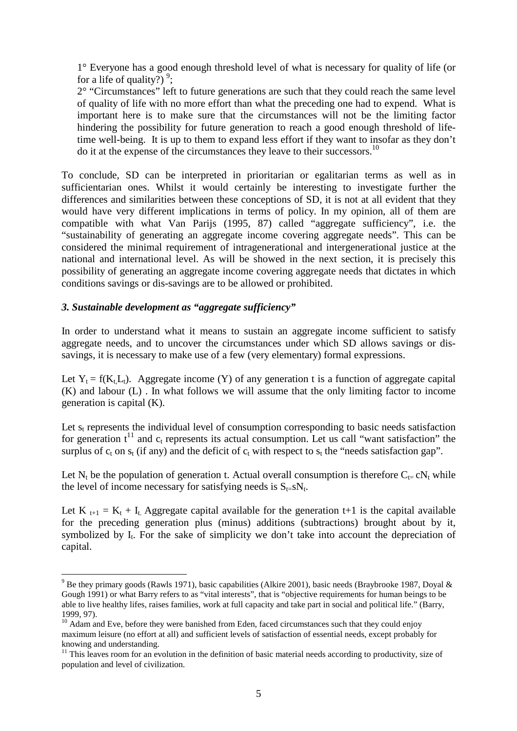1° Everyone has a good enough threshold level of what is necessary for quality of life (or for a life of quality?) [9];

2° "Circumstances" left to future generations are such that they could reach the same level of quality of life with no more effort than what the preceding one had to expend. What is important here is to make sure that the circumstances will not be the limiting factor hindering the possibility for future generation to reach a good enough threshold of life-time well-being. It is up to them to expand less effort if they want to insofar as they don't do it at the expense of the circumstances they leave to their successors.[10]

To conclude, SD can be interpreted in prioritarian or egalitarian terms as well as in sufficientarian ones. Whilst it would certainly be interesting to investigate further the differences and similarities between these conceptions of SD, it is not at all evident that they would have very different implications in terms of policy. In my opinion, all of them are compatible with what Van Parijs (1995, 87) called "aggregate sufficiency", i.e. the "sustainability of generating an aggregate income covering aggregate needs". This can be considered the minimal requirement of intragenerational and intergenerational justice at the national and international level. As will be showed in the next section, it is precisely this possibility of generating an aggregate income covering aggregate needs that dictates in which conditions savings or dis-savings are to be allowed or prohibited.

### *3. Sustainable development as "aggregate sufficiency"*

In order to understand what it means to sustain an aggregate income sufficient to satisfy aggregate needs, and to uncover the circumstances under which SD allows savings or dis-savings, it is necessary to make use of a few (very elementary) formal expressions.

Let $Y_t = f(K_t, L_t)$. Aggregate income (Y) of any generation t is a function of aggregate capital (K) and labour (L) . In what follows we will assume that the only limiting factor to income generation is capital (K).

Let $s_t$ represents the individual level of consumption corresponding to basic needs satisfaction for generation t[11] and $c_t$ represents its actual consumption. Let us call "want satisfaction" the surplus of $c_t$ on $s_t$ (if any) and the deficit of $c_t$ with respect to $s_t$ the "needs satisfaction gap".

Let $N_t$ be the population of generation t. Actual overall consumption is therefore $C_t = cN_t$ while the level of income necessary for satisfying needs is $S_t = sN_t$.

Let $K_{t+1} = K_t + I_t$. Aggregate capital available for the generation t+1 is the capital available for the preceding generation plus (minus) additions (subtractions) brought about by it, symbolized by $I_t$. For the sake of simplicity we don't take into account the depreciation of capital.

---

[9] Be they primary goods (Rawls 1971), basic capabilities (Alkire 2001), basic needs (Braybrooke 1987, Doyal & Gough 1991) or what Barry refers to as "vital interests", that is "objective requirements for human beings to be able to live healthy lifes, raises families, work at full capacity and take part in social and political life." (Barry, 1999, 97).

[10] Adam and Eve, before they were banished from Eden, faced circumstances such that they could enjoy maximum leisure (no effort at all) and sufficient levels of satisfaction of essential needs, except probably for knowing and understanding.

[11] This leaves room for an evolution in the definition of basic material needs according to productivity, size of population and level of civilization.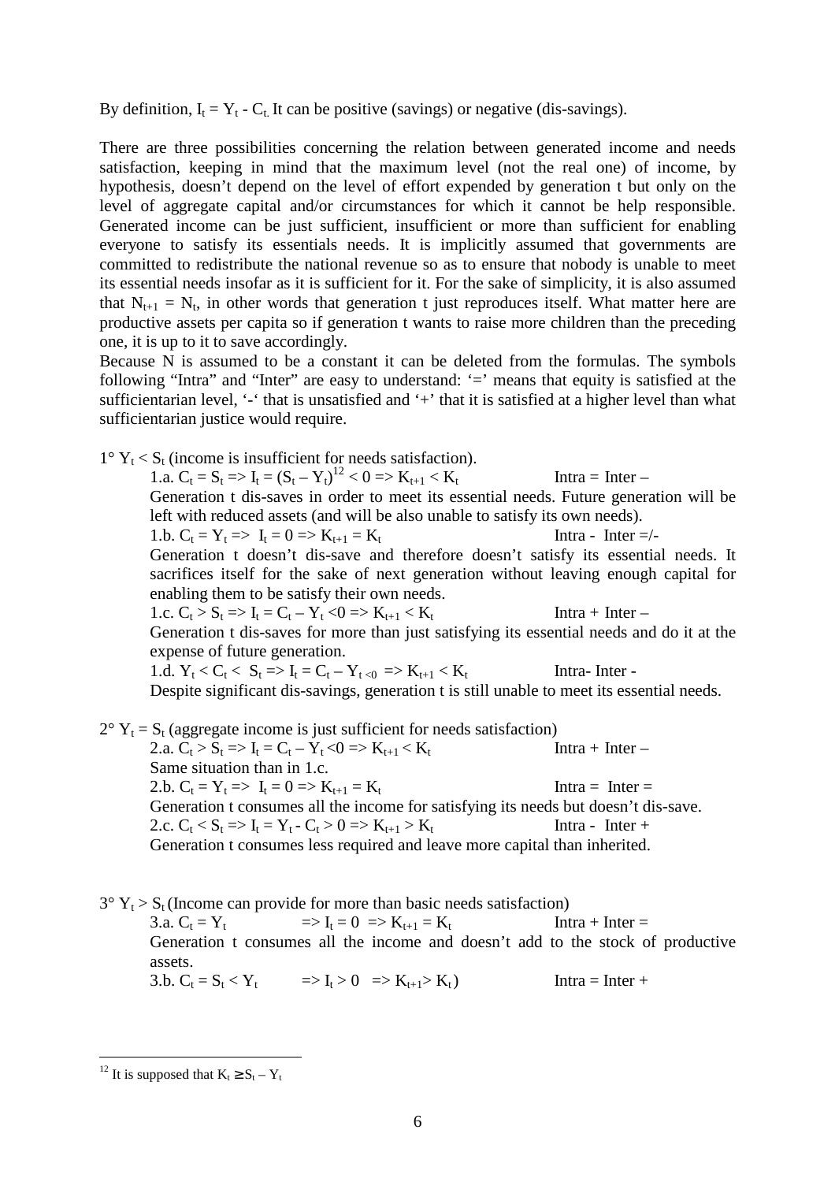By definition, $I_t = Y_t - C_t$. It can be positive (savings) or negative (dis-savings).

There are three possibilities concerning the relation between generated income and needs satisfaction, keeping in mind that the maximum level (not the real one) of income, by hypothesis, doesn't depend on the level of effort expended by generation t but only on the level of aggregate capital and/or circumstances for which it cannot be help responsible. Generated income can be just sufficient, insufficient or more than sufficient for enabling everyone to satisfy its essentials needs. It is implicitly assumed that governments are committed to redistribute the national revenue so as to ensure that nobody is unable to meet its essential needs insofar as it is sufficient for it. For the sake of simplicity, it is also assumed that $N_{t+1} = N_t$, in other words that generation t just reproduces itself. What matter here are productive assets per capita so if generation t wants to raise more children than the preceding one, it is up to it to save accordingly.
Because N is assumed to be a constant it can be deleted from the formulas. The symbols following "Intra" and "Inter" are easy to understand: '=' means that equity is satisfied at the sufficientarian level, '-' that is unsatisfied and '+' that it is satisfied at a higher level than what sufficientarian justice would require.

1° $Y_t < S_t$ (income is insufficient for needs satisfaction).

1.a. $C_t = S_t \Rightarrow I_t = (S_t - Y_t)$[12] $< 0 \Rightarrow K_{t+1} < K_t$ Intra = Inter –
Generation t dis-saves in order to meet its essential needs. Future generation will be left with reduced assets (and will be also unable to satisfy its own needs).

1.b. $C_t = Y_t \Rightarrow I_t = 0 \Rightarrow K_{t+1} = K_t$ Intra - Inter =/-
Generation t doesn't dis-save and therefore doesn't satisfy its essential needs. It sacrifices itself for the sake of next generation without leaving enough capital for enabling them to be satisfy their own needs.

1.c. $C_t > S_t \Rightarrow I_t = C_t - Y_t < 0 \Rightarrow K_{t+1} < K_t$ Intra + Inter –
Generation t dis-saves for more than just satisfying its essential needs and do it at the expense of future generation.

1.d. $Y_t < C_t < S_t \Rightarrow I_t = C_t - Y_{t<0} \Rightarrow K_{t+1} < K_t$ Intra- Inter -
Despite significant dis-savings, generation t is still unable to meet its essential needs.

2° $Y_t = S_t$ (aggregate income is just sufficient for needs satisfaction)

2.a. $C_t > S_t \Rightarrow I_t = C_t - Y_t < 0 \Rightarrow K_{t+1} < K_t$ Intra + Inter –
Same situation than in 1.c.

2.b. $C_t = Y_t \Rightarrow I_t = 0 \Rightarrow K_{t+1} = K_t$ Intra = Inter =
Generation t consumes all the income for satisfying its needs but doesn't dis-save.

2.c. $C_t < S_t \Rightarrow I_t = Y_t - C_t > 0 \Rightarrow K_{t+1} > K_t$ Intra - Inter +
Generation t consumes less required and leave more capital than inherited.

3° $Y_t > S_t$ (Income can provide for more than basic needs satisfaction)

3.a. $C_t = Y_t \Rightarrow I_t = 0 \Rightarrow K_{t+1} = K_t$ Intra + Inter =
Generation t consumes all the income and doesn't add to the stock of productive assets.

3.b. $C_t = S_t < Y_t \Rightarrow I_t > 0 \Rightarrow K_{t+1} > K_t$) Intra = Inter +

[12] It is supposed that $K_t \geq S_t - Y_t$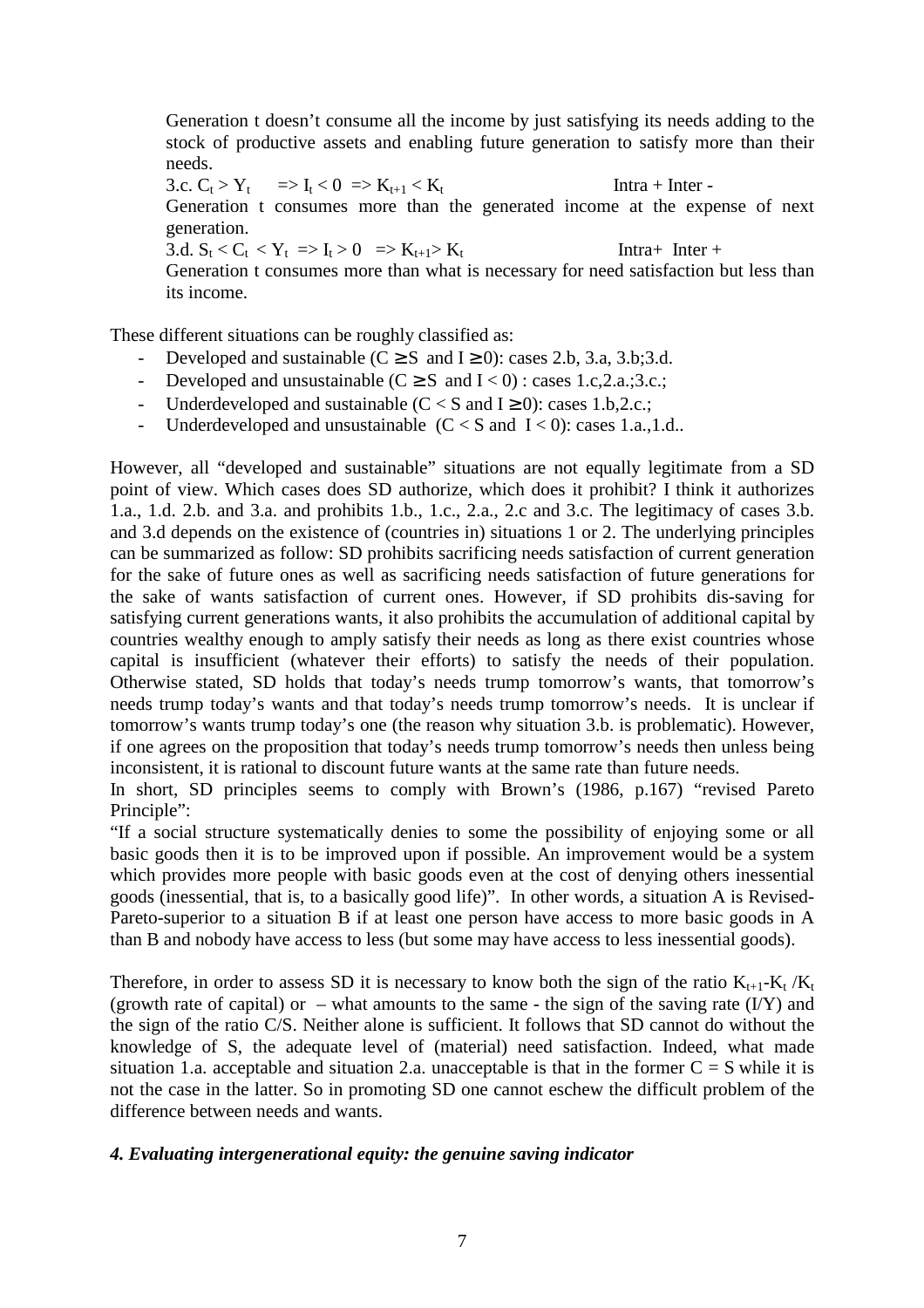Generation t doesn't consume all the income by just satisfying its needs adding to the stock of productive assets and enabling future generation to satisfy more than their needs.

3.c. $C_t > Y_t \quad \Rightarrow I_t < 0 \Rightarrow K_{t+1} < K_t$ Intra + Inter -

Generation t consumes more than the generated income at the expense of next generation.

3.d. $S_t < C_t < Y_t \Rightarrow I_t > 0 \Rightarrow K_{t+1} > K_t$ Intra+ Inter +

Generation t consumes more than what is necessary for need satisfaction but less than its income.

These different situations can be roughly classified as:

- Developed and sustainable ($C \geq S$ and $I \geq 0$): cases 2.b, 3.a, 3.b;3.d.
- Developed and unsustainable ($C \geq S$ and $I < 0$) : cases 1.c,2.a.;3.c.;
- Underdeveloped and sustainable ($C < S$ and $I \geq 0$): cases 1.b,2.c.;
- Underdeveloped and unsustainable ($C < S$ and $I < 0$): cases 1.a.,1.d..

However, all "developed and sustainable" situations are not equally legitimate from a SD point of view. Which cases does SD authorize, which does it prohibit? I think it authorizes 1.a., 1.d. 2.b. and 3.a. and prohibits 1.b., 1.c., 2.a., 2.c and 3.c. The legitimacy of cases 3.b. and 3.d depends on the existence of (countries in) situations 1 or 2. The underlying principles can be summarized as follow: SD prohibits sacrificing needs satisfaction of current generation for the sake of future ones as well as sacrificing needs satisfaction of future generations for the sake of wants satisfaction of current ones. However, if SD prohibits dis-saving for satisfying current generations wants, it also prohibits the accumulation of additional capital by countries wealthy enough to amply satisfy their needs as long as there exist countries whose capital is insufficient (whatever their efforts) to satisfy the needs of their population. Otherwise stated, SD holds that today's needs trump tomorrow's wants, that tomorrow's needs trump today's wants and that today's needs trump tomorrow's needs. It is unclear if tomorrow's wants trump today's one (the reason why situation 3.b. is problematic). However, if one agrees on the proposition that today's needs trump tomorrow's needs then unless being inconsistent, it is rational to discount future wants at the same rate than future needs.

In short, SD principles seems to comply with Brown's (1986, p.167) "revised Pareto Principle":

"If a social structure systematically denies to some the possibility of enjoying some or all basic goods then it is to be improved upon if possible. An improvement would be a system which provides more people with basic goods even at the cost of denying others inessential goods (inessential, that is, to a basically good life)". In other words, a situation A is Revised-Pareto-superior to a situation B if at least one person have access to more basic goods in A than B and nobody have access to less (but some may have access to less inessential goods).

Therefore, in order to assess SD it is necessary to know both the sign of the ratio $K_{t+1}$-$K_t$ /$K_t$ (growth rate of capital) or – what amounts to the same - the sign of the saving rate (I/Y) and the sign of the ratio C/S. Neither alone is sufficient. It follows that SD cannot do without the knowledge of S, the adequate level of (material) need satisfaction. Indeed, what made situation 1.a. acceptable and situation 2.a. unacceptable is that in the former $C = S$ while it is not the case in the latter. So in promoting SD one cannot eschew the difficult problem of the difference between needs and wants.

#### *4. Evaluating intergenerational equity: the genuine saving indicator*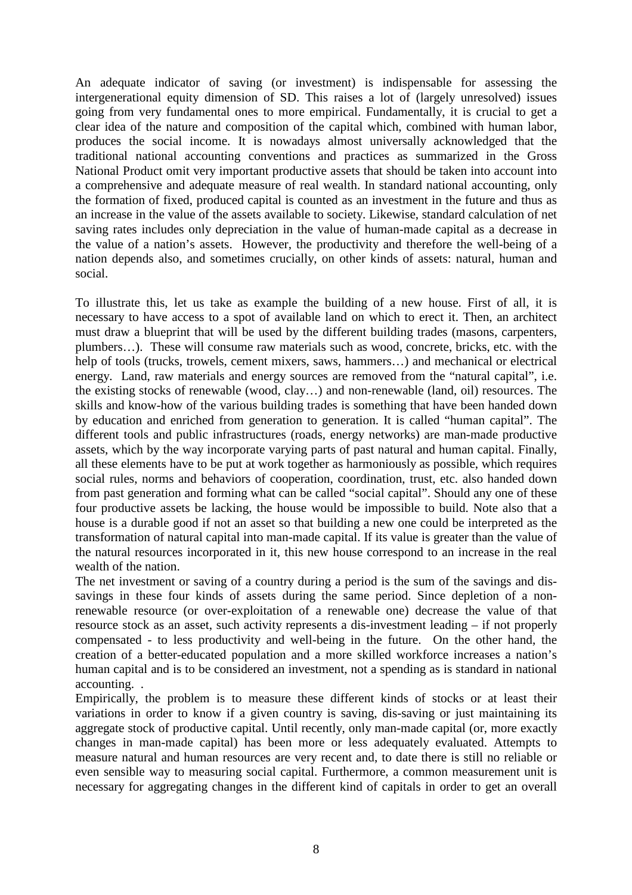An adequate indicator of saving (or investment) is indispensable for assessing the intergenerational equity dimension of SD. This raises a lot of (largely unresolved) issues going from very fundamental ones to more empirical. Fundamentally, it is crucial to get a clear idea of the nature and composition of the capital which, combined with human labor, produces the social income. It is nowadays almost universally acknowledged that the traditional national accounting conventions and practices as summarized in the Gross National Product omit very important productive assets that should be taken into account into a comprehensive and adequate measure of real wealth. In standard national accounting, only the formation of fixed, produced capital is counted as an investment in the future and thus as an increase in the value of the assets available to society. Likewise, standard calculation of net saving rates includes only depreciation in the value of human-made capital as a decrease in the value of a nation's assets. However, the productivity and therefore the well-being of a nation depends also, and sometimes crucially, on other kinds of assets: natural, human and social.

To illustrate this, let us take as example the building of a new house. First of all, it is necessary to have access to a spot of available land on which to erect it. Then, an architect must draw a blueprint that will be used by the different building trades (masons, carpenters, plumbers…). These will consume raw materials such as wood, concrete, bricks, etc. with the help of tools (trucks, trowels, cement mixers, saws, hammers…) and mechanical or electrical energy. Land, raw materials and energy sources are removed from the "natural capital", i.e. the existing stocks of renewable (wood, clay…) and non-renewable (land, oil) resources. The skills and know-how of the various building trades is something that have been handed down by education and enriched from generation to generation. It is called "human capital". The different tools and public infrastructures (roads, energy networks) are man-made productive assets, which by the way incorporate varying parts of past natural and human capital. Finally, all these elements have to be put at work together as harmoniously as possible, which requires social rules, norms and behaviors of cooperation, coordination, trust, etc. also handed down from past generation and forming what can be called "social capital". Should any one of these four productive assets be lacking, the house would be impossible to build. Note also that a house is a durable good if not an asset so that building a new one could be interpreted as the transformation of natural capital into man-made capital. If its value is greater than the value of the natural resources incorporated in it, this new house correspond to an increase in the real wealth of the nation.

The net investment or saving of a country during a period is the sum of the savings and dis-savings in these four kinds of assets during the same period. Since depletion of a non-renewable resource (or over-exploitation of a renewable one) decrease the value of that resource stock as an asset, such activity represents a dis-investment leading – if not properly compensated - to less productivity and well-being in the future. On the other hand, the creation of a better-educated population and a more skilled workforce increases a nation's human capital and is to be considered an investment, not a spending as is standard in national accounting. .

Empirically, the problem is to measure these different kinds of stocks or at least their variations in order to know if a given country is saving, dis-saving or just maintaining its aggregate stock of productive capital. Until recently, only man-made capital (or, more exactly changes in man-made capital) has been more or less adequately evaluated. Attempts to measure natural and human resources are very recent and, to date there is still no reliable or even sensible way to measuring social capital. Furthermore, a common measurement unit is necessary for aggregating changes in the different kind of capitals in order to get an overall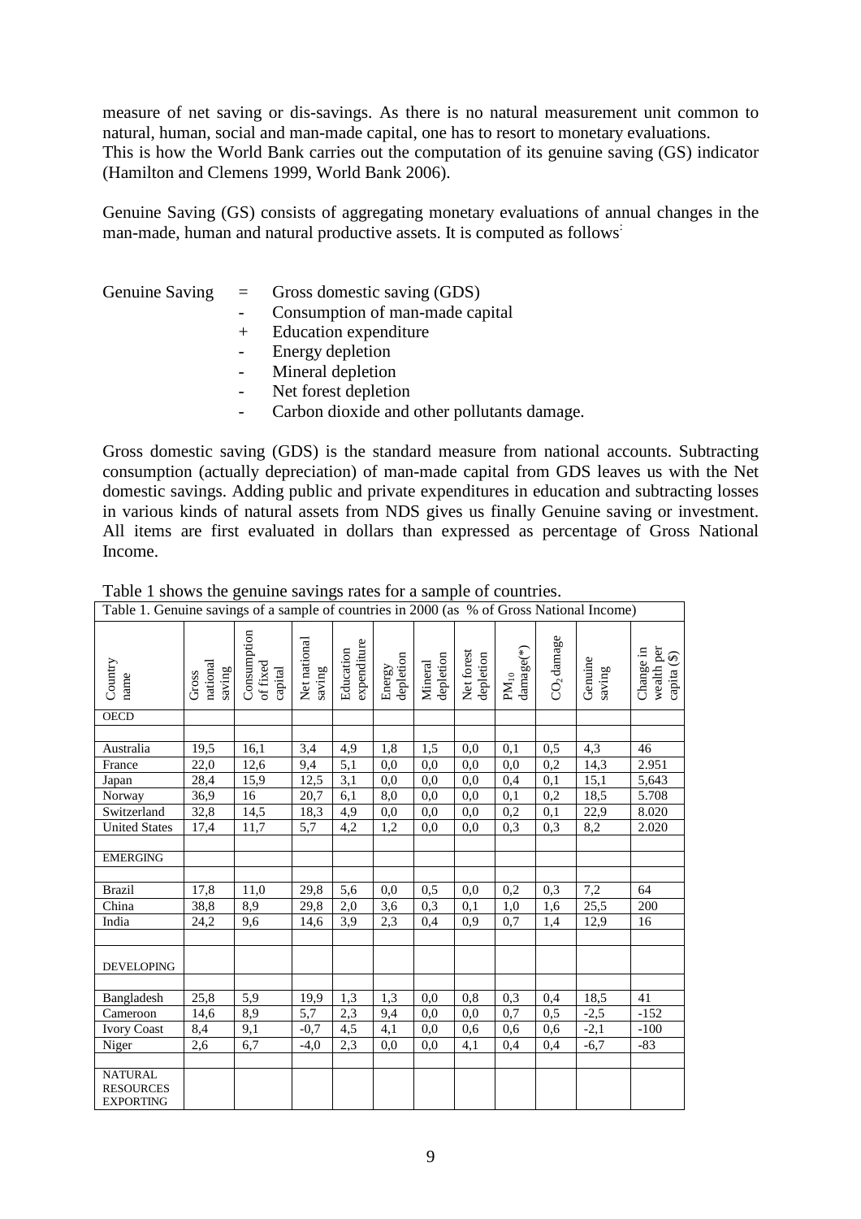measure of net saving or dis-savings. As there is no natural measurement unit common to natural, human, social and man-made capital, one has to resort to monetary evaluations.
This is how the World Bank carries out the computation of its genuine saving (GS) indicator (Hamilton and Clemens 1999, World Bank 2006).

Genuine Saving (GS) consists of aggregating monetary evaluations of annual changes in the man-made, human and natural productive assets. It is computed as follows:

Genuine Saving = Gross domestic saving (GDS)
- Consumption of man-made capital
+ Education expenditure
- Energy depletion
- Mineral depletion
- Net forest depletion
- Carbon dioxide and other pollutants damage.

Gross domestic saving (GDS) is the standard measure from national accounts. Subtracting consumption (actually depreciation) of man-made capital from GDS leaves us with the Net domestic savings. Adding public and private expenditures in education and subtracting losses in various kinds of natural assets from NDS gives us finally Genuine saving or investment. All items are first evaluated in dollars than expressed as percentage of Gross National Income.

Table 1 shows the genuine savings rates for a sample of countries.

Table 1. Genuine savings of a sample of countries in 2000 (as % of Gross National Income)

| Country name | Gross national saving | Consumption of fixed capital | Net national saving | Education expenditure | Energy depletion | Mineral depletion | Net forest depletion | $PM_{10}$ damage(*) | $CO_2$ damage | Genuine saving | Change in wealth per capita ($) |
|---|---|---|---|---|---|---|---|---|---|---|---|
| OECD | | | | | | | | | | | |
| Australia | 19,5 | 16,1 | 3,4 | 4,9 | 1,8 | 1,5 | 0,0 | 0,1 | 0,5 | 4,3 | 46 |
| France | 22,0 | 12,6 | 9,4 | 5,1 | 0,0 | 0,0 | 0,0 | 0,0 | 0,2 | 14,3 | 2.951 |
| Japan | 28,4 | 15,9 | 12,5 | 3,1 | 0,0 | 0,0 | 0,0 | 0,4 | 0,1 | 15,1 | 5,643 |
| Norway | 36,9 | 16 | 20,7 | 6,1 | 8,0 | 0,0 | 0,0 | 0,1 | 0,2 | 18,5 | 5.708 |
| Switzerland | 32,8 | 14,5 | 18,3 | 4,9 | 0,0 | 0,0 | 0,0 | 0,2 | 0,1 | 22,9 | 8.020 |
| United States | 17,4 | 11,7 | 5,7 | 4,2 | 1,2 | 0,0 | 0,0 | 0,3 | 0,3 | 8,2 | 2.020 |
| EMERGING | | | | | | | | | | | |
| Brazil | 17,8 | 11,0 | 29,8 | 5,6 | 0,0 | 0,5 | 0,0 | 0,2 | 0,3 | 7,2 | 64 |
| China | 38,8 | 8,9 | 29,8 | 2,0 | 3,6 | 0,3 | 0,1 | 1,0 | 1,6 | 25,5 | 200 |
| India | 24,2 | 9,6 | 14,6 | 3,9 | 2,3 | 0,4 | 0,9 | 0,7 | 1,4 | 12,9 | 16 |
| DEVELOPING | | | | | | | | | | | |
| Bangladesh | 25,8 | 5,9 | 19,9 | 1,3 | 1,3 | 0,0 | 0,8 | 0,3 | 0,4 | 18,5 | 41 |
| Cameroon | 14,6 | 8,9 | 5,7 | 2,3 | 9,4 | 0,0 | 0,0 | 0,7 | 0,5 | -2,5 | -152 |
| Ivory Coast | 8,4 | 9,1 | -0,7 | 4,5 | 4,1 | 0,0 | 0,6 | 0,6 | 0,6 | -2,1 | -100 |
| Niger | 2,6 | 6,7 | -4,0 | 2,3 | 0,0 | 0,0 | 4,1 | 0,4 | 0,4 | -6,7 | -83 |
| NATURAL RESOURCES EXPORTING | | | | | | | | | | | |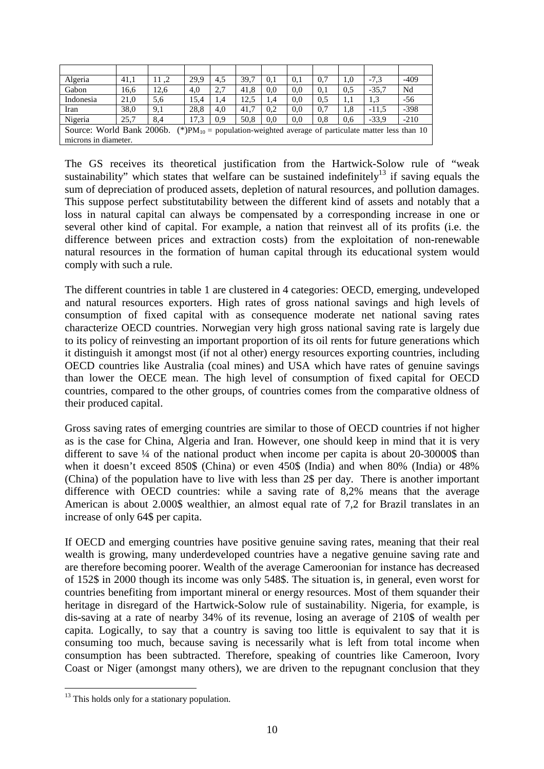| | | | | | | | | | | | |
|---|---|---|---|---|---|---|---|---|---|---|---|
| Algeria | 41,1 | 11 ,2 | 29,9 | 4,5 | 39,7 | 0,1 | 0,1 | 0,7 | 1,0 | -7,3 | -409 |
| Gabon | 16,6 | 12,6 | 4,0 | 2,7 | 41,8 | 0,0 | 0,0 | 0,1 | 0,5 | -35,7 | Nd |
| Indonesia | 21,0 | 5,6 | 15,4 | 1,4 | 12,5 | 1,4 | 0,0 | 0,5 | 1,1 | 1,3 | -56 |
| Iran | 38,0 | 9,1 | 28,8 | 4,0 | 41,7 | 0,2 | 0,0 | 0,7 | 1,8 | -11,5 | -398 |
| Nigeria | 25,7 | 8,4 | 17,3 | 0,9 | 50,8 | 0,0 | 0,0 | 0,8 | 0,6 | -33,9 | -210 |

Source: World Bank 2006b. (*)$PM_{10}$ = population-weighted average of particulate matter less than 10 microns in diameter.

The GS receives its theoretical justification from the Hartwick-Solow rule of "weak sustainability" which states that welfare can be sustained indefinitely[13] if saving equals the sum of depreciation of produced assets, depletion of natural resources, and pollution damages. This suppose perfect substitutability between the different kind of assets and notably that a loss in natural capital can always be compensated by a corresponding increase in one or several other kind of capital. For example, a nation that reinvest all of its profits (i.e. the difference between prices and extraction costs) from the exploitation of non-renewable natural resources in the formation of human capital through its educational system would comply with such a rule.

The different countries in table 1 are clustered in 4 categories: OECD, emerging, undeveloped and natural resources exporters. High rates of gross national savings and high levels of consumption of fixed capital with as consequence moderate net national saving rates characterize OECD countries. Norwegian very high gross national saving rate is largely due to its policy of reinvesting an important proportion of its oil rents for future generations which it distinguish it amongst most (if not al other) energy resources exporting countries, including OECD countries like Australia (coal mines) and USA which have rates of genuine savings than lower the OECE mean. The high level of consumption of fixed capital for OECD countries, compared to the other groups, of countries comes from the comparative oldness of their produced capital.

Gross saving rates of emerging countries are similar to those of OECD countries if not higher as is the case for China, Algeria and Iran. However, one should keep in mind that it is very different to save ¼ of the national product when income per capita is about 20-30000$ than when it doesn't exceed 850$ (China) or even 450$ (India) and when 80% (India) or 48% (China) of the population have to live with less than 2$ per day. There is another important difference with OECD countries: while a saving rate of 8,2% means that the average American is about 2.000$ wealthier, an almost equal rate of 7,2 for Brazil translates in an increase of only 64$ per capita.

If OECD and emerging countries have positive genuine saving rates, meaning that their real wealth is growing, many underdeveloped countries have a negative genuine saving rate and are therefore becoming poorer. Wealth of the average Cameroonian for instance has decreased of 152$ in 2000 though its income was only 548$. The situation is, in general, even worst for countries benefiting from important mineral or energy resources. Most of them squander their heritage in disregard of the Hartwick-Solow rule of sustainability. Nigeria, for example, is dis-saving at a rate of nearby 34% of its revenue, losing an average of 210$ of wealth per capita. Logically, to say that a country is saving too little is equivalent to say that it is consuming too much, because saving is necessarily what is left from total income when consumption has been subtracted. Therefore, speaking of countries like Cameroon, Ivory Coast or Niger (amongst many others), we are driven to the repugnant conclusion that they

[13] This holds only for a stationary population.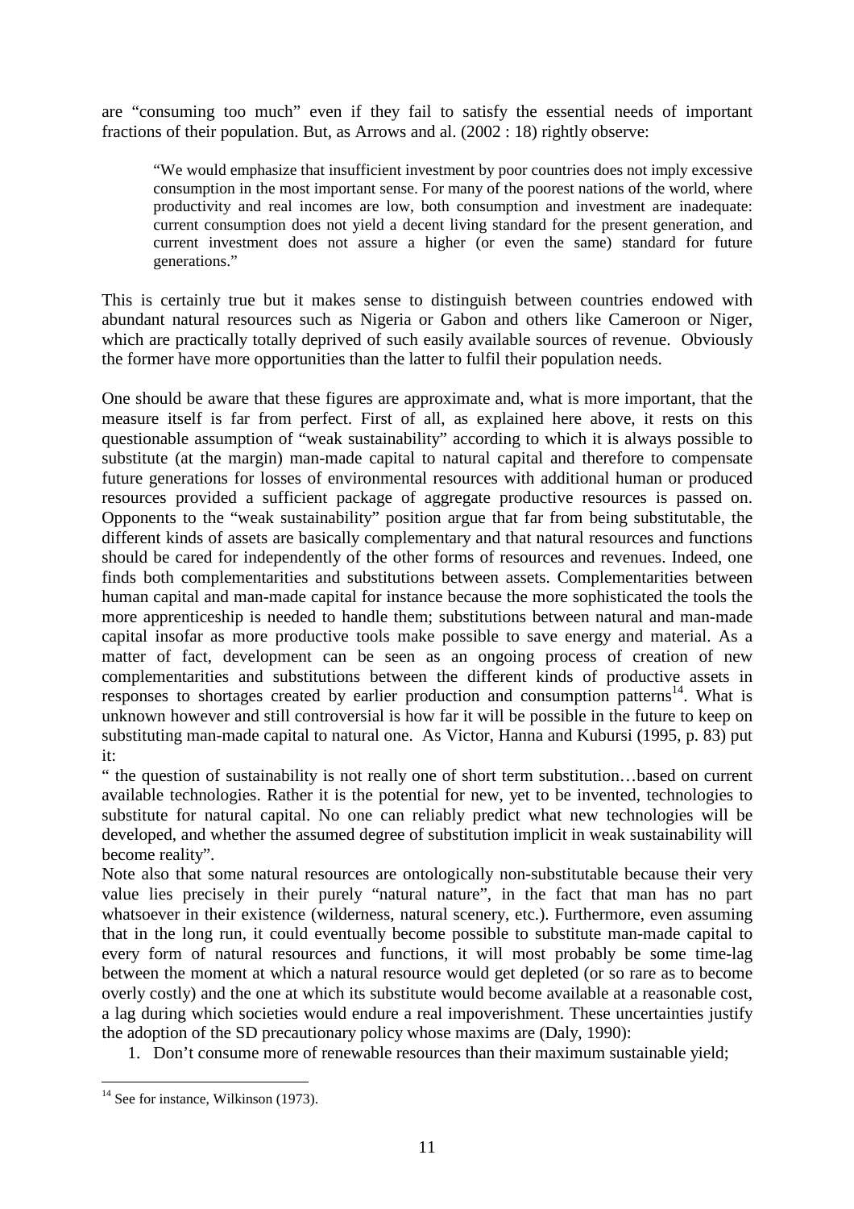are "consuming too much" even if they fail to satisfy the essential needs of important fractions of their population. But, as Arrows and al. (2002 : 18) rightly observe:

> "We would emphasize that insufficient investment by poor countries does not imply excessive consumption in the most important sense. For many of the poorest nations of the world, where productivity and real incomes are low, both consumption and investment are inadequate: current consumption does not yield a decent living standard for the present generation, and current investment does not assure a higher (or even the same) standard for future generations."

This is certainly true but it makes sense to distinguish between countries endowed with abundant natural resources such as Nigeria or Gabon and others like Cameroon or Niger, which are practically totally deprived of such easily available sources of revenue. Obviously the former have more opportunities than the latter to fulfil their population needs.

One should be aware that these figures are approximate and, what is more important, that the measure itself is far from perfect. First of all, as explained here above, it rests on this questionable assumption of "weak sustainability" according to which it is always possible to substitute (at the margin) man-made capital to natural capital and therefore to compensate future generations for losses of environmental resources with additional human or produced resources provided a sufficient package of aggregate productive resources is passed on. Opponents to the "weak sustainability" position argue that far from being substitutable, the different kinds of assets are basically complementary and that natural resources and functions should be cared for independently of the other forms of resources and revenues. Indeed, one finds both complementarities and substitutions between assets. Complementarities between human capital and man-made capital for instance because the more sophisticated the tools the more apprenticeship is needed to handle them; substitutions between natural and man-made capital insofar as more productive tools make possible to save energy and material. As a matter of fact, development can be seen as an ongoing process of creation of new complementarities and substitutions between the different kinds of productive assets in responses to shortages created by earlier production and consumption patterns[14]. What is unknown however and still controversial is how far it will be possible in the future to keep on substituting man-made capital to natural one. As Victor, Hanna and Kubursi (1995, p. 83) put it:

" the question of sustainability is not really one of short term substitution…based on current available technologies. Rather it is the potential for new, yet to be invented, technologies to substitute for natural capital. No one can reliably predict what new technologies will be developed, and whether the assumed degree of substitution implicit in weak sustainability will become reality".

Note also that some natural resources are ontologically non-substitutable because their very value lies precisely in their purely "natural nature", in the fact that man has no part whatsoever in their existence (wilderness, natural scenery, etc.). Furthermore, even assuming that in the long run, it could eventually become possible to substitute man-made capital to every form of natural resources and functions, it will most probably be some time-lag between the moment at which a natural resource would get depleted (or so rare as to become overly costly) and the one at which its substitute would become available at a reasonable cost, a lag during which societies would endure a real impoverishment. These uncertainties justify the adoption of the SD precautionary policy whose maxims are (Daly, 1990):

1. Don't consume more of renewable resources than their maximum sustainable yield;

---

[14] See for instance, Wilkinson (1973).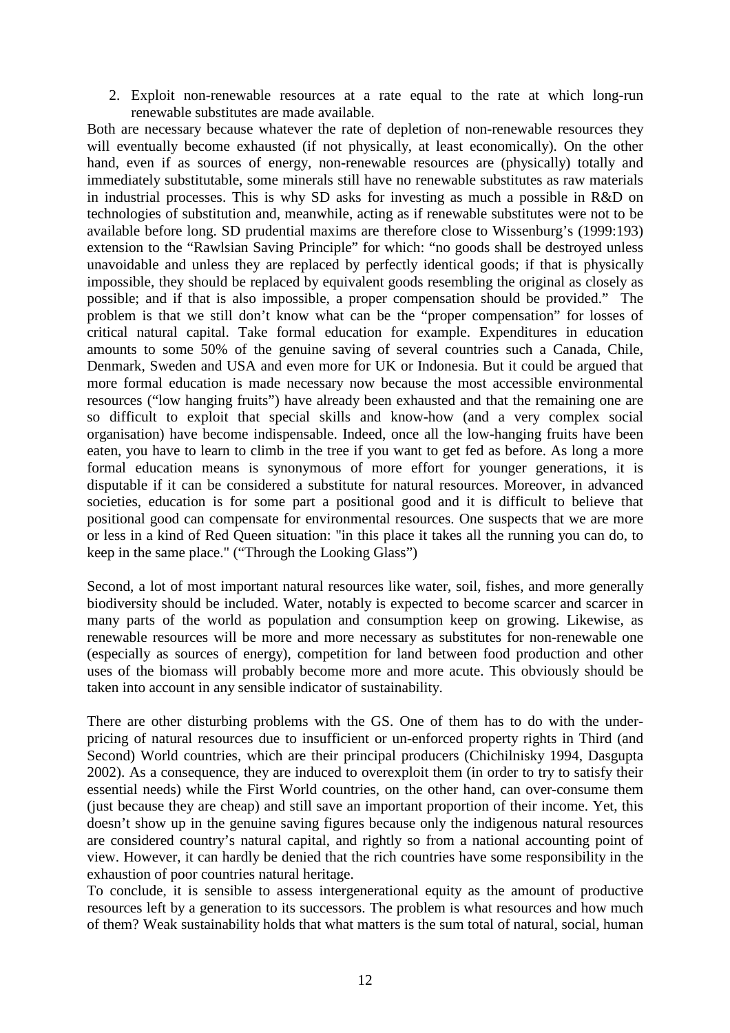2. Exploit non-renewable resources at a rate equal to the rate at which long-run renewable substitutes are made available.

Both are necessary because whatever the rate of depletion of non-renewable resources they will eventually become exhausted (if not physically, at least economically). On the other hand, even if as sources of energy, non-renewable resources are (physically) totally and immediately substitutable, some minerals still have no renewable substitutes as raw materials in industrial processes. This is why SD asks for investing as much a possible in R&D on technologies of substitution and, meanwhile, acting as if renewable substitutes were not to be available before long. SD prudential maxims are therefore close to Wissenburg's (1999:193) extension to the "Rawlsian Saving Principle" for which: "no goods shall be destroyed unless unavoidable and unless they are replaced by perfectly identical goods; if that is physically impossible, they should be replaced by equivalent goods resembling the original as closely as possible; and if that is also impossible, a proper compensation should be provided." The problem is that we still don't know what can be the "proper compensation" for losses of critical natural capital. Take formal education for example. Expenditures in education amounts to some 50% of the genuine saving of several countries such a Canada, Chile, Denmark, Sweden and USA and even more for UK or Indonesia. But it could be argued that more formal education is made necessary now because the most accessible environmental resources ("low hanging fruits") have already been exhausted and that the remaining one are so difficult to exploit that special skills and know-how (and a very complex social organisation) have become indispensable. Indeed, once all the low-hanging fruits have been eaten, you have to learn to climb in the tree if you want to get fed as before. As long a more formal education means is synonymous of more effort for younger generations, it is disputable if it can be considered a substitute for natural resources. Moreover, in advanced societies, education is for some part a positional good and it is difficult to believe that positional good can compensate for environmental resources. One suspects that we are more or less in a kind of Red Queen situation: "in this place it takes all the running you can do, to keep in the same place." ("Through the Looking Glass")

Second, a lot of most important natural resources like water, soil, fishes, and more generally biodiversity should be included. Water, notably is expected to become scarcer and scarcer in many parts of the world as population and consumption keep on growing. Likewise, as renewable resources will be more and more necessary as substitutes for non-renewable one (especially as sources of energy), competition for land between food production and other uses of the biomass will probably become more and more acute. This obviously should be taken into account in any sensible indicator of sustainability.

There are other disturbing problems with the GS. One of them has to do with the under-pricing of natural resources due to insufficient or un-enforced property rights in Third (and Second) World countries, which are their principal producers (Chichilnisky 1994, Dasgupta 2002). As a consequence, they are induced to overexploit them (in order to try to satisfy their essential needs) while the First World countries, on the other hand, can over-consume them (just because they are cheap) and still save an important proportion of their income. Yet, this doesn't show up in the genuine saving figures because only the indigenous natural resources are considered country's natural capital, and rightly so from a national accounting point of view. However, it can hardly be denied that the rich countries have some responsibility in the exhaustion of poor countries natural heritage.

To conclude, it is sensible to assess intergenerational equity as the amount of productive resources left by a generation to its successors. The problem is what resources and how much of them? Weak sustainability holds that what matters is the sum total of natural, social, human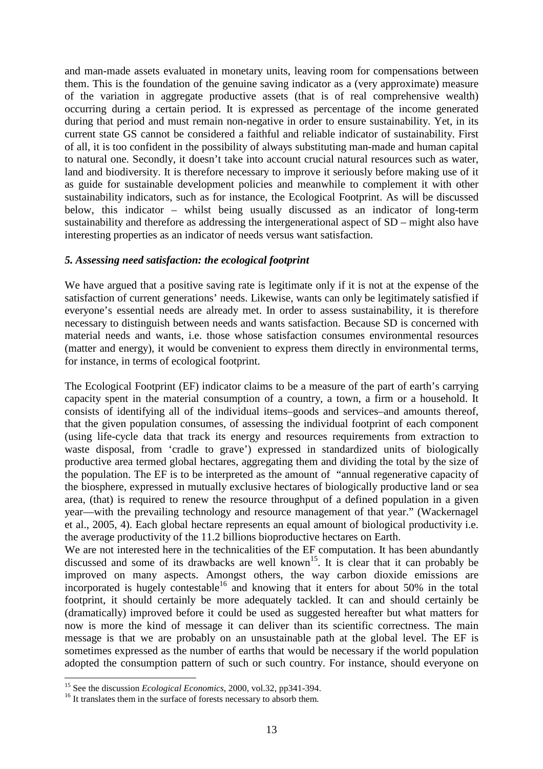and man-made assets evaluated in monetary units, leaving room for compensations between them. This is the foundation of the genuine saving indicator as a (very approximate) measure of the variation in aggregate productive assets (that is of real comprehensive wealth) occurring during a certain period. It is expressed as percentage of the income generated during that period and must remain non-negative in order to ensure sustainability. Yet, in its current state GS cannot be considered a faithful and reliable indicator of sustainability. First of all, it is too confident in the possibility of always substituting man-made and human capital to natural one. Secondly, it doesn't take into account crucial natural resources such as water, land and biodiversity. It is therefore necessary to improve it seriously before making use of it as guide for sustainable development policies and meanwhile to complement it with other sustainability indicators, such as for instance, the Ecological Footprint. As will be discussed below, this indicator – whilst being usually discussed as an indicator of long-term sustainability and therefore as addressing the intergenerational aspect of SD – might also have interesting properties as an indicator of needs versus want satisfaction.

### *5. Assessing need satisfaction: the ecological footprint*

We have argued that a positive saving rate is legitimate only if it is not at the expense of the satisfaction of current generations' needs. Likewise, wants can only be legitimately satisfied if everyone's essential needs are already met. In order to assess sustainability, it is therefore necessary to distinguish between needs and wants satisfaction. Because SD is concerned with material needs and wants, i.e. those whose satisfaction consumes environmental resources (matter and energy), it would be convenient to express them directly in environmental terms, for instance, in terms of ecological footprint.

The Ecological Footprint (EF) indicator claims to be a measure of the part of earth's carrying capacity spent in the material consumption of a country, a town, a firm or a household. It consists of identifying all of the individual items–goods and services–and amounts thereof, that the given population consumes, of assessing the individual footprint of each component (using life-cycle data that track its energy and resources requirements from extraction to waste disposal, from 'cradle to grave') expressed in standardized units of biologically productive area termed global hectares, aggregating them and dividing the total by the size of the population. The EF is to be interpreted as the amount of "annual regenerative capacity of the biosphere, expressed in mutually exclusive hectares of biologically productive land or sea area, (that) is required to renew the resource throughput of a defined population in a given year—with the prevailing technology and resource management of that year." (Wackernagel et al., 2005, 4). Each global hectare represents an equal amount of biological productivity i.e. the average productivity of the 11.2 billions bioproductive hectares on Earth.

We are not interested here in the technicalities of the EF computation. It has been abundantly discussed and some of its drawbacks are well known[15]. It is clear that it can probably be improved on many aspects. Amongst others, the way carbon dioxide emissions are incorporated is hugely contestable[16] and knowing that it enters for about 50% in the total footprint, it should certainly be more adequately tackled. It can and should certainly be (dramatically) improved before it could be used as suggested hereafter but what matters for now is more the kind of message it can deliver than its scientific correctness. The main message is that we are probably on an unsustainable path at the global level. The EF is sometimes expressed as the number of earths that would be necessary if the world population adopted the consumption pattern of such or such country. For instance, should everyone on

---

[15] See the discussion *Ecological Economics*, 2000, vol.32, pp341-394.

[16] It translates them in the surface of forests necessary to absorb them.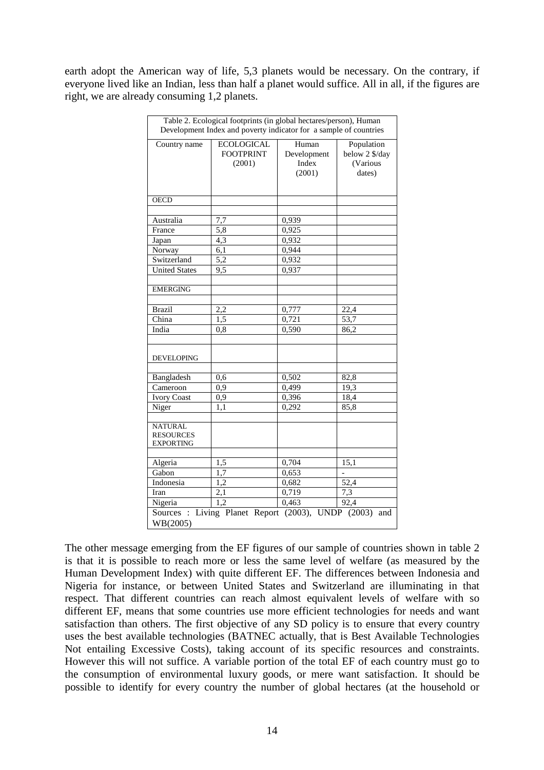earth adopt the American way of life, 5,3 planets would be necessary. On the contrary, if everyone lived like an Indian, less than half a planet would suffice. All in all, if the figures are right, we are already consuming 1,2 planets.

Table 2. Ecological footprints (in global hectares/person), Human Development Index and poverty indicator for a sample of countries

| Country name | ECOLOGICAL FOOTPRINT (2001) | Human Development Index (2001) | Population below 2 $/day (Various dates) |
|---|---|---|---|
| OECD | | | |
| Australia | 7,7 | 0,939 | |
| France | 5,8 | 0,925 | |
| Japan | 4,3 | 0,932 | |
| Norway | 6,1 | 0,944 | |
| Switzerland | 5,2 | 0,932 | |
| United States | 9,5 | 0,937 | |
| EMERGING | | | |
| Brazil | 2,2 | 0,777 | 22,4 |
| China | 1,5 | 0,721 | 53,7 |
| India | 0,8 | 0,590 | 86,2 |
| DEVELOPING | | | |
| Bangladesh | 0,6 | 0,502 | 82,8 |
| Cameroon | 0,9 | 0,499 | 19,3 |
| Ivory Coast | 0,9 | 0,396 | 18,4 |
| Niger | 1,1 | 0,292 | 85,8 |
| NATURAL RESOURCES EXPORTING | | | |
| Algeria | 1,5 | 0,704 | 15,1 |
| Gabon | 1,7 | 0,653 | - |
| Indonesia | 1,2 | 0,682 | 52,4 |
| Iran | 2,1 | 0,719 | 7,3 |
| Nigeria | 1,2 | 0,463 | 92,4 |

Sources : Living Planet Report (2003), UNDP (2003) and WB(2005)

The other message emerging from the EF figures of our sample of countries shown in table 2 is that it is possible to reach more or less the same level of welfare (as measured by the Human Development Index) with quite different EF. The differences between Indonesia and Nigeria for instance, or between United States and Switzerland are illuminating in that respect. That different countries can reach almost equivalent levels of welfare with so different EF, means that some countries use more efficient technologies for needs and want satisfaction than others. The first objective of any SD policy is to ensure that every country uses the best available technologies (BATNEC actually, that is Best Available Technologies Not entailing Excessive Costs), taking account of its specific resources and constraints. However this will not suffice. A variable portion of the total EF of each country must go to the consumption of environmental luxury goods, or mere want satisfaction. It should be possible to identify for every country the number of global hectares (at the household or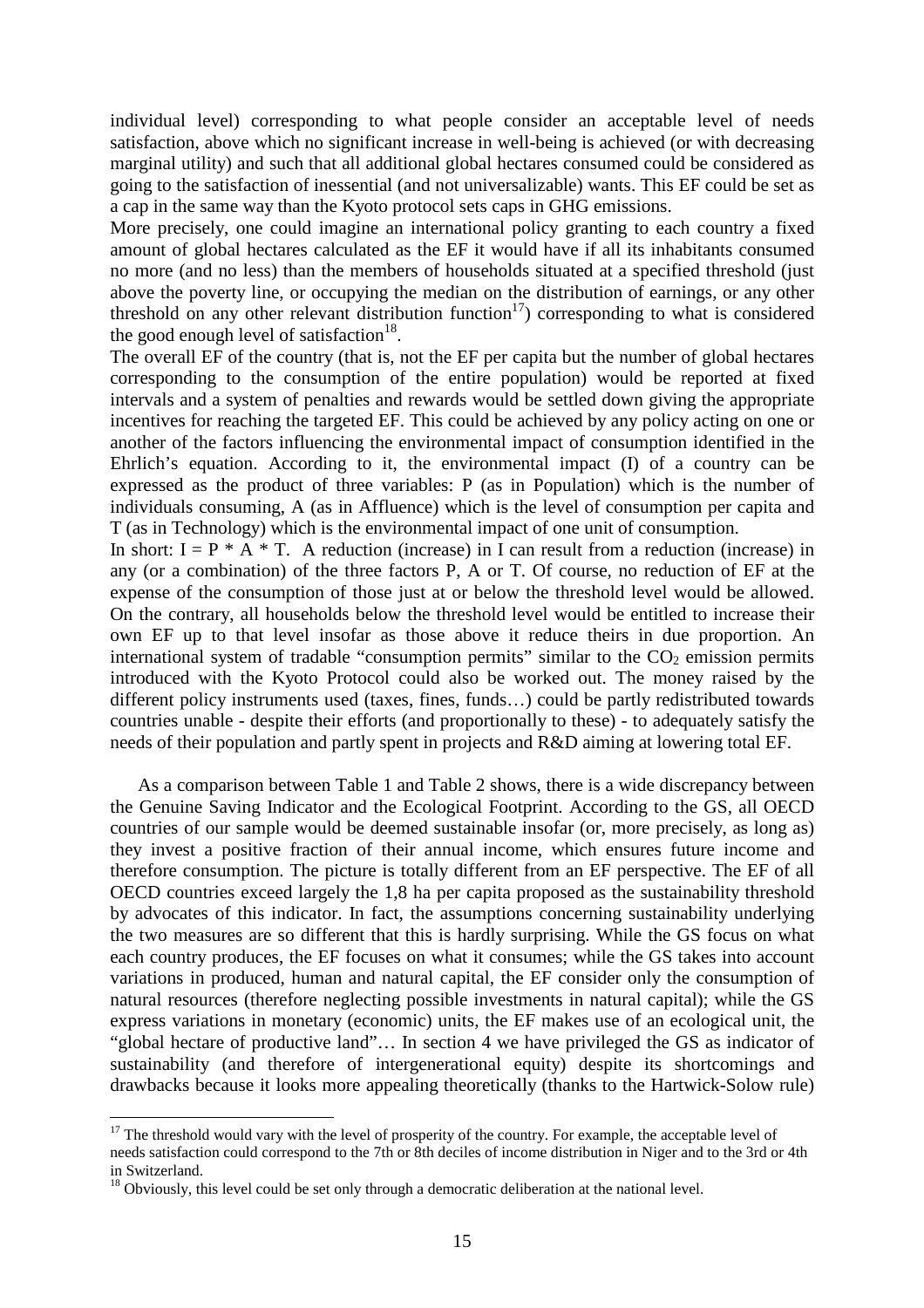individual level) corresponding to what people consider an acceptable level of needs satisfaction, above which no significant increase in well-being is achieved (or with decreasing marginal utility) and such that all additional global hectares consumed could be considered as going to the satisfaction of inessential (and not universalizable) wants. This EF could be set as a cap in the same way than the Kyoto protocol sets caps in GHG emissions.

More precisely, one could imagine an international policy granting to each country a fixed amount of global hectares calculated as the EF it would have if all its inhabitants consumed no more (and no less) than the members of households situated at a specified threshold (just above the poverty line, or occupying the median on the distribution of earnings, or any other threshold on any other relevant distribution function[17]) corresponding to what is considered the good enough level of satisfaction[18].

The overall EF of the country (that is, not the EF per capita but the number of global hectares corresponding to the consumption of the entire population) would be reported at fixed intervals and a system of penalties and rewards would be settled down giving the appropriate incentives for reaching the targeted EF. This could be achieved by any policy acting on one or another of the factors influencing the environmental impact of consumption identified in the Ehrlich's equation. According to it, the environmental impact (I) of a country can be expressed as the product of three variables: P (as in Population) which is the number of individuals consuming, A (as in Affluence) which is the level of consumption per capita and T (as in Technology) which is the environmental impact of one unit of consumption.

In short: $I = P * A * T$. A reduction (increase) in I can result from a reduction (increase) in any (or a combination) of the three factors P, A or T. Of course, no reduction of EF at the expense of the consumption of those just at or below the threshold level would be allowed. On the contrary, all households below the threshold level would be entitled to increase their own EF up to that level insofar as those above it reduce theirs in due proportion. An international system of tradable "consumption permits" similar to the $CO_2$ emission permits introduced with the Kyoto Protocol could also be worked out. The money raised by the different policy instruments used (taxes, fines, funds…) could be partly redistributed towards countries unable - despite their efforts (and proportionally to these) - to adequately satisfy the needs of their population and partly spent in projects and R&D aiming at lowering total EF.

As a comparison between Table 1 and Table 2 shows, there is a wide discrepancy between the Genuine Saving Indicator and the Ecological Footprint. According to the GS, all OECD countries of our sample would be deemed sustainable insofar (or, more precisely, as long as) they invest a positive fraction of their annual income, which ensures future income and therefore consumption. The picture is totally different from an EF perspective. The EF of all OECD countries exceed largely the 1,8 ha per capita proposed as the sustainability threshold by advocates of this indicator. In fact, the assumptions concerning sustainability underlying the two measures are so different that this is hardly surprising. While the GS focus on what each country produces, the EF focuses on what it consumes; while the GS takes into account variations in produced, human and natural capital, the EF consider only the consumption of natural resources (therefore neglecting possible investments in natural capital); while the GS express variations in monetary (economic) units, the EF makes use of an ecological unit, the "global hectare of productive land"… In section 4 we have privileged the GS as indicator of sustainability (and therefore of intergenerational equity) despite its shortcomings and drawbacks because it looks more appealing theoretically (thanks to the Hartwick-Solow rule)

---

[17] The threshold would vary with the level of prosperity of the country. For example, the acceptable level of needs satisfaction could correspond to the 7th or 8th deciles of income distribution in Niger and to the 3rd or 4th in Switzerland.

[18] Obviously, this level could be set only through a democratic deliberation at the national level.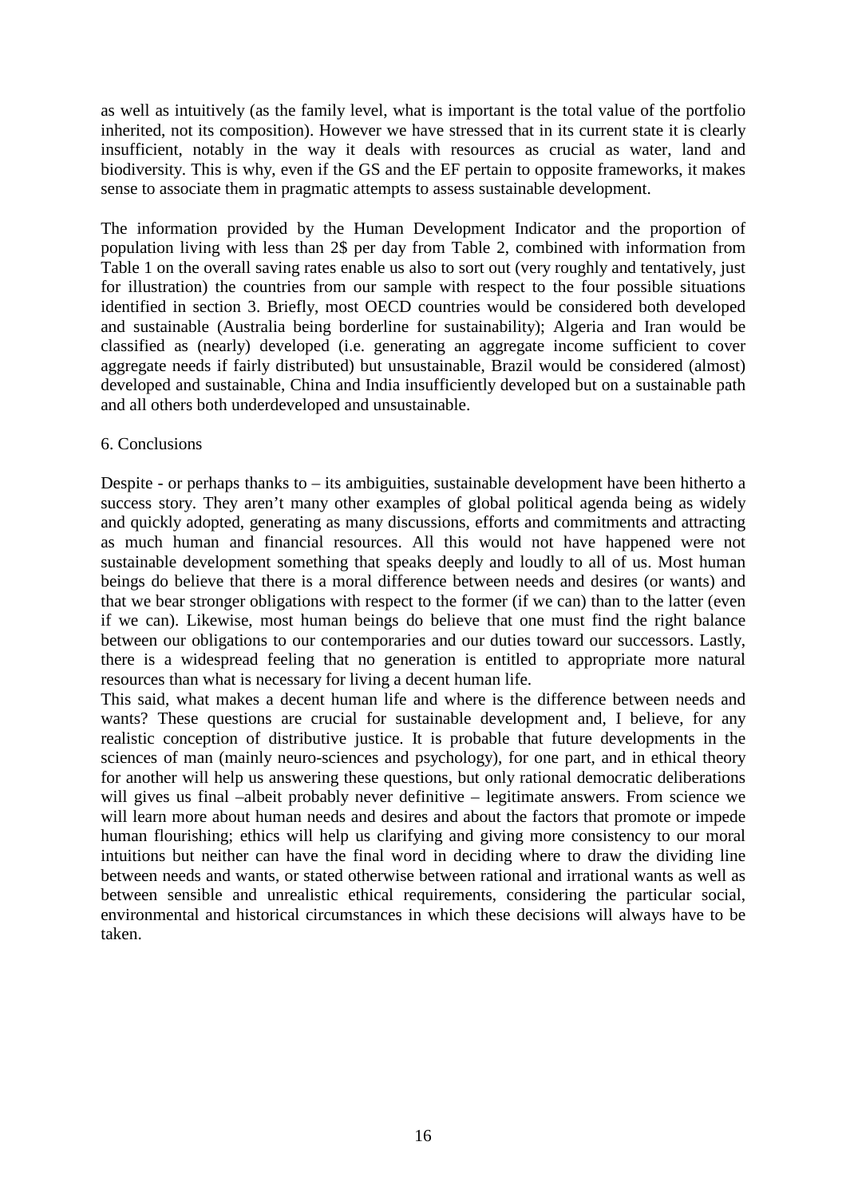as well as intuitively (as the family level, what is important is the total value of the portfolio inherited, not its composition). However we have stressed that in its current state it is clearly insufficient, notably in the way it deals with resources as crucial as water, land and biodiversity. This is why, even if the GS and the EF pertain to opposite frameworks, it makes sense to associate them in pragmatic attempts to assess sustainable development.

The information provided by the Human Development Indicator and the proportion of population living with less than 2$ per day from Table 2, combined with information from Table 1 on the overall saving rates enable us also to sort out (very roughly and tentatively, just for illustration) the countries from our sample with respect to the four possible situations identified in section 3. Briefly, most OECD countries would be considered both developed and sustainable (Australia being borderline for sustainability); Algeria and Iran would be classified as (nearly) developed (i.e. generating an aggregate income sufficient to cover aggregate needs if fairly distributed) but unsustainable, Brazil would be considered (almost) developed and sustainable, China and India insufficiently developed but on a sustainable path and all others both underdeveloped and unsustainable.

## 6. Conclusions

Despite - or perhaps thanks to – its ambiguities, sustainable development have been hitherto a success story. They aren't many other examples of global political agenda being as widely and quickly adopted, generating as many discussions, efforts and commitments and attracting as much human and financial resources. All this would not have happened were not sustainable development something that speaks deeply and loudly to all of us. Most human beings do believe that there is a moral difference between needs and desires (or wants) and that we bear stronger obligations with respect to the former (if we can) than to the latter (even if we can). Likewise, most human beings do believe that one must find the right balance between our obligations to our contemporaries and our duties toward our successors. Lastly, there is a widespread feeling that no generation is entitled to appropriate more natural resources than what is necessary for living a decent human life.

This said, what makes a decent human life and where is the difference between needs and wants? These questions are crucial for sustainable development and, I believe, for any realistic conception of distributive justice. It is probable that future developments in the sciences of man (mainly neuro-sciences and psychology), for one part, and in ethical theory for another will help us answering these questions, but only rational democratic deliberations will gives us final –albeit probably never definitive – legitimate answers. From science we will learn more about human needs and desires and about the factors that promote or impede human flourishing; ethics will help us clarifying and giving more consistency to our moral intuitions but neither can have the final word in deciding where to draw the dividing line between needs and wants, or stated otherwise between rational and irrational wants as well as between sensible and unrealistic ethical requirements, considering the particular social, environmental and historical circumstances in which these decisions will always have to be taken.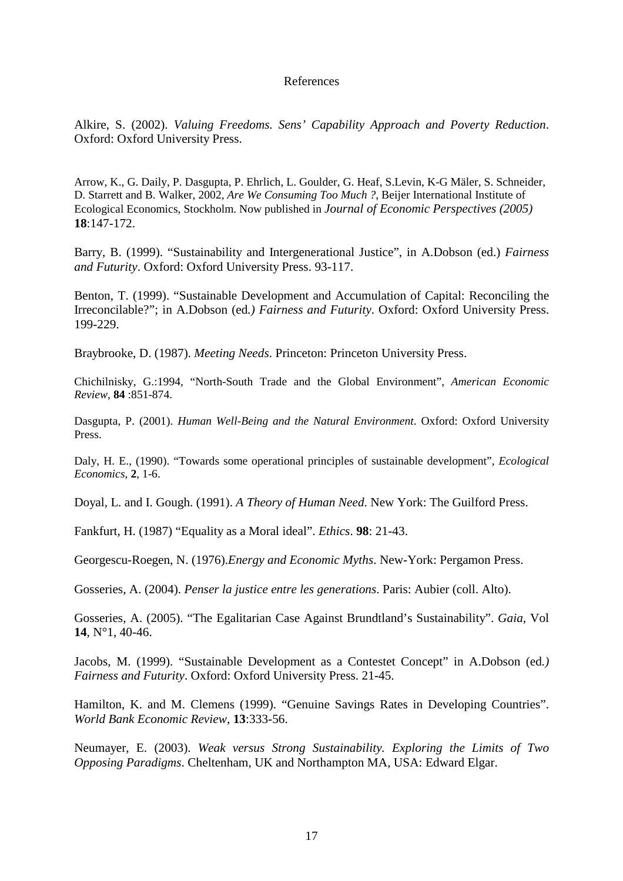References

Alkire, S. (2002). *Valuing Freedoms. Sens' Capability Approach and Poverty Reduction*. Oxford: Oxford University Press.

Arrow, K., G. Daily, P. Dasgupta, P. Ehrlich, L. Goulder, G. Heaf, S.Levin, K-G Mäler, S. Schneider, D. Starrett and B. Walker, 2002, *Are We Consuming Too Much ?*, Beijer International Institute of Ecological Economics, Stockholm. Now published in *Journal of Economic Perspectives (2005)* **18**:147-172.

Barry, B. (1999). "Sustainability and Intergenerational Justice", in A.Dobson (ed.) *Fairness and Futurity*. Oxford: Oxford University Press. 93-117.

Benton, T. (1999). "Sustainable Development and Accumulation of Capital: Reconciling the Irreconcilable?"; in A.Dobson (ed.) *Fairness and Futurity*. Oxford: Oxford University Press. 199-229.

Braybrooke, D. (1987). *Meeting Needs*. Princeton: Princeton University Press.

Chichilnisky, G.:1994, "North-South Trade and the Global Environment", *American Economic Review*, **84** :851-874.

Dasgupta, P. (2001). *Human Well-Being and the Natural Environment*. Oxford: Oxford University Press.

Daly, H. E., (1990). "Towards some operational principles of sustainable development", *Ecological Economics*, **2**, 1-6.

Doyal, L. and I. Gough. (1991). *A Theory of Human Need*. New York: The Guilford Press.

Fankfurt, H. (1987) "Equality as a Moral ideal". *Ethics*. **98**: 21-43.

Georgescu-Roegen, N. (1976).*Energy and Economic Myths*. New-York: Pergamon Press.

Gosseries, A. (2004). *Penser la justice entre les generations*. Paris: Aubier (coll. Alto).

Gosseries, A. (2005). "The Egalitarian Case Against Brundtland's Sustainability". *Gaia*, Vol **14**, N°1, 40-46.

Jacobs, M. (1999). "Sustainable Development as a Contestet Concept" in A.Dobson (ed.) *Fairness and Futurity*. Oxford: Oxford University Press. 21-45.

Hamilton, K. and M. Clemens (1999). "Genuine Savings Rates in Developing Countries". *World Bank Economic Review*, **13**:333-56.

Neumayer, E. (2003). *Weak versus Strong Sustainability. Exploring the Limits of Two Opposing Paradigms*. Cheltenham, UK and Northampton MA, USA: Edward Elgar.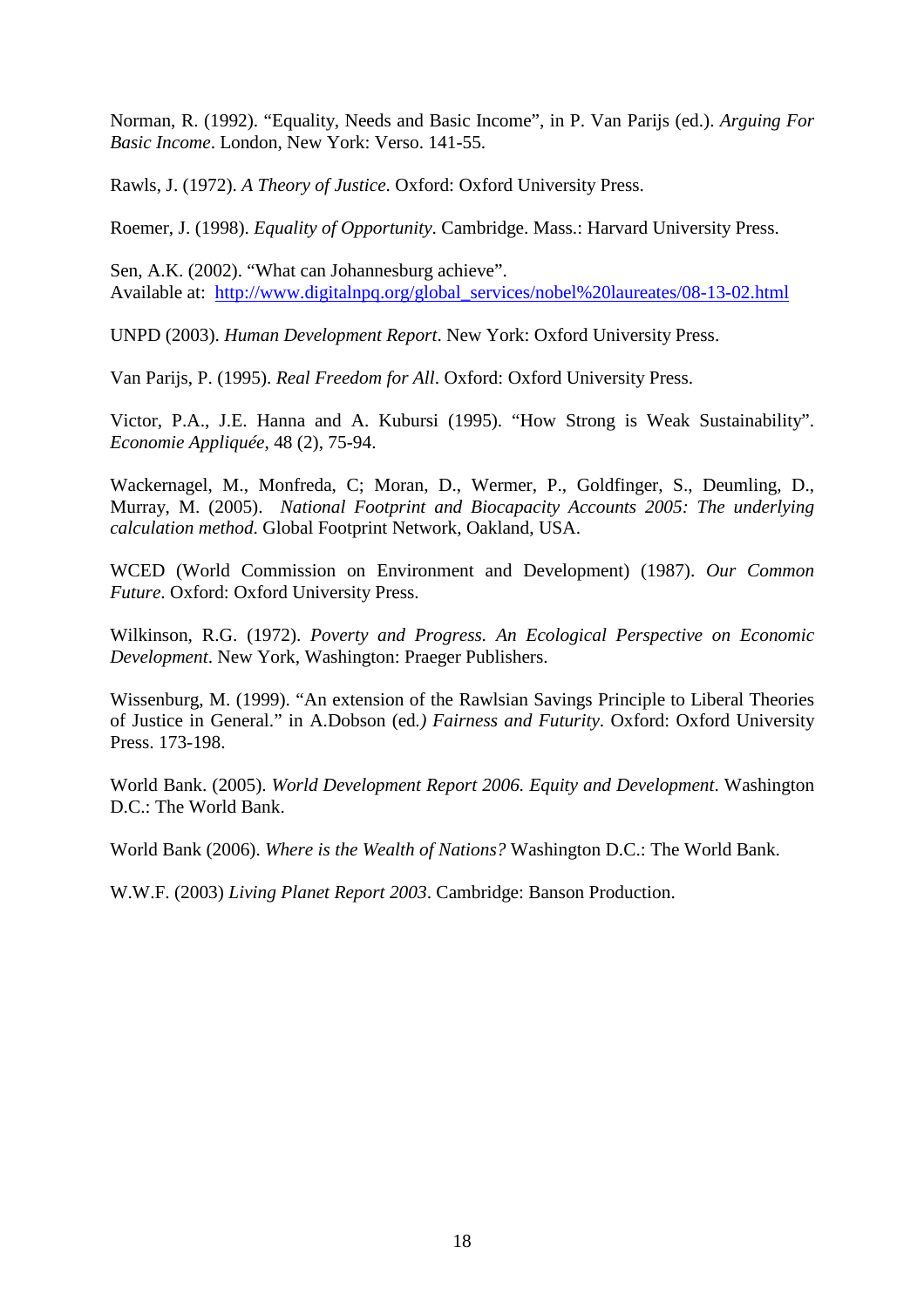Norman, R. (1992). "Equality, Needs and Basic Income", in P. Van Parijs (ed.). *Arguing For Basic Income*. London, New York: Verso. 141-55.

Rawls, J. (1972). *A Theory of Justice*. Oxford: Oxford University Press.

Roemer, J. (1998). *Equality of Opportunity*. Cambridge. Mass.: Harvard University Press.

Sen, A.K. (2002). "What can Johannesburg achieve".
Available at: http://www.digitalnpq.org/global_services/nobel%20laureates/08-13-02.html

UNPD (2003). *Human Development Report*. New York: Oxford University Press.

Van Parijs, P. (1995). *Real Freedom for All*. Oxford: Oxford University Press.

Victor, P.A., J.E. Hanna and A. Kubursi (1995). "How Strong is Weak Sustainability". *Economie Appliquée*, 48 (2), 75-94.

Wackernagel, M., Monfreda, C; Moran, D., Wermer, P., Goldfinger, S., Deumling, D., Murray, M. (2005). *National Footprint and Biocapacity Accounts 2005: The underlying calculation method*. Global Footprint Network, Oakland, USA.

WCED (World Commission on Environment and Development) (1987). *Our Common Future*. Oxford: Oxford University Press.

Wilkinson, R.G. (1972). *Poverty and Progress. An Ecological Perspective on Economic Development*. New York, Washington: Praeger Publishers.

Wissenburg, M. (1999). "An extension of the Rawlsian Savings Principle to Liberal Theories of Justice in General." in A.Dobson (ed.) *Fairness and Futurity*. Oxford: Oxford University Press. 173-198.

World Bank. (2005). *World Development Report 2006. Equity and Development*. Washington D.C.: The World Bank.

World Bank (2006). *Where is the Wealth of Nations?* Washington D.C.: The World Bank.

W.W.F. (2003) *Living Planet Report 2003*. Cambridge: Banson Production.